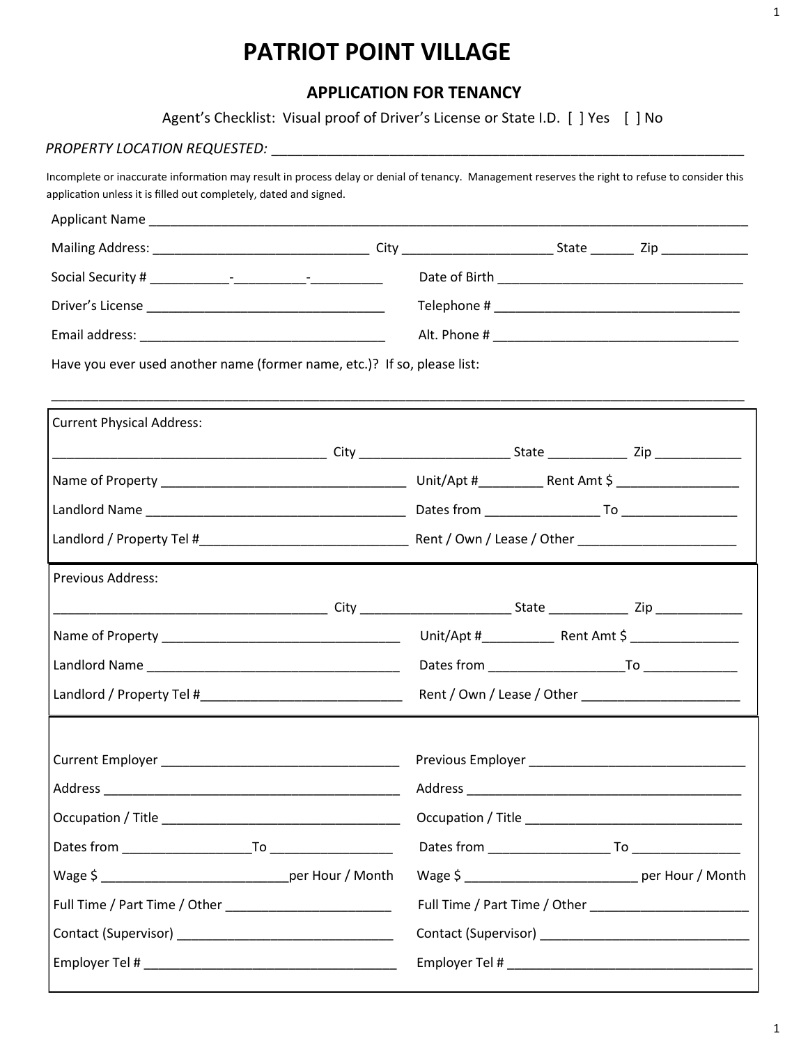# PATRIOT POINT VILLAGE

## APPLICATION FOR TENANCY

Agent's Checklist: Visual proof of Driver's License or State I.D. [ ] Yes [ ] No

*PROPERTY LOCATION REQUESTED:* ___________________________________________________________

Incomplete or inaccurate information may result in process delay or denial of tenancy. Management reserves the right to refuse to consider this application unless it is filled out completely, dated and signed.

Applicant Name ______________________________________________________________________________

Mailing Address: ______________________________ City ____________________ State ______ Zip ____________

Social Security # ___________-__________-__________ Date of Birth __________________________________

Driver's License _________________________________ Telephone # __________________________________

Email address: _________________________________ Alt. Phone # __________________________________

Have you ever used another name (former name, etc.)? If so, please list:

______________________________________________________________________________________________

Current Physical Address:

_____________________________________ City ____________________ State ___________ Zip ____________

Name of Property _________________________________ Unit/Apt #_________ Rent Amt $ _________________

Landlord Name ___________________________________ Dates from _______________ To ________________

Landlord / Property Tel #_____________________________ Rent / Own / Lease / Other ______________________

Previous Address:

_____________________________________ City ____________________ State ___________ Zip ____________

Name of Property _________________________________ Unit/Apt #__________ Rent Amt $ _______________

Landlord Name ___________________________________ Dates from __________________To _____________

Landlord / Property Tel #____________________________ Rent / Own / Lease / Other ______________________

Current Employer ________________________________

Address __________________________________________

Occupation / Title _________________________________

Dates from _________________To ________________

Wage $ __________________________per Hour / Month

Full Time / Part Time / Other _______________________

Contact (Supervisor) ______________________________

Employer Tel # __________________________________

Previous Employer ______________________________

Address _____________________________________

Occupation / Title _______________________________

Dates from ________________ To _______________

Wage $ ________________________ per Hour / Month

Full Time / Part Time / Other _____________________

Contact (Supervisor) _____________________________

Employer Tel # __________________________________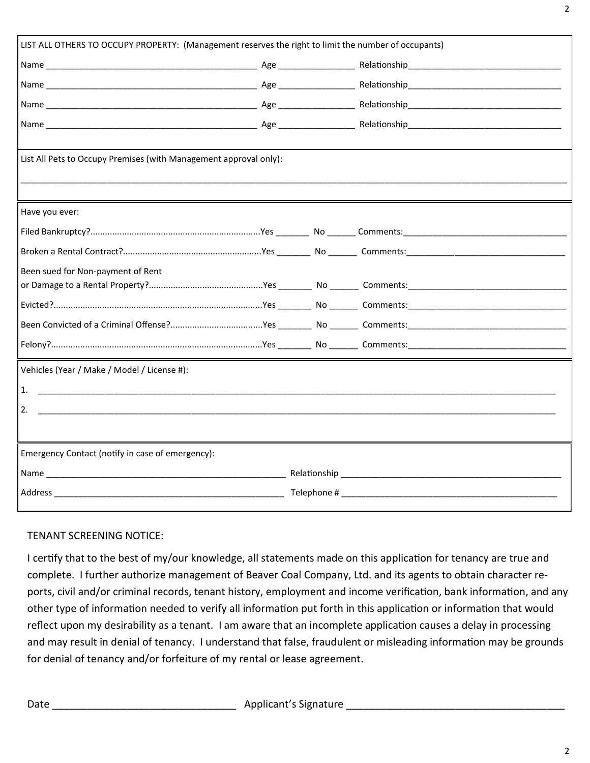LIST ALL OTHERS TO OCCUPY PROPERTY: (Management reserves the right to limit the number of occupants)

Name ____________________________________________ Age ________________ Relationship________________________________

Name ____________________________________________ Age ________________ Relationship________________________________

Name ____________________________________________ Age ________________ Relationship________________________________

Name ____________________________________________ Age ________________ Relationship________________________________

List All Pets to Occupy Premises (with Management approval only):

______________________________________________________________________________________________________________

Have you ever:

Filed Bankruptcy?.....................................................................Yes _______ No ______ Comments:__________________________________

Broken a Rental Contract?........................................................Yes _______ No ______ Comments:__________________________________

Been sued for Non-payment of Rent
or Damage to a Rental Property?..............................................Yes _______ No ______ Comments:__________________________________

Evicted?....................................................................................Yes _______ No ______ Comments:__________________________________

Been Convicted of a Criminal Offense?......................................Yes _______ No ______ Comments:__________________________________

Felony?......................................................................................Yes _______ No ______ Comments:__________________________________

Vehicles (Year / Make / Model / License #):

1. ____________________________________________________________________________________________________________

2. ____________________________________________________________________________________________________________

Emergency Contact (notify in case of emergency):

Name ____________________________________________________ Relationship _______________________________________________

Address _________________________________________________ Telephone # _______________________________________________

TENANT SCREENING NOTICE:

I certify that to the best of my/our knowledge, all statements made on this application for tenancy are true and complete. I further authorize management of Beaver Coal Company, Ltd. and its agents to obtain character reports, civil and/or criminal records, tenant history, employment and income verification, bank information, and any other type of information needed to verify all information put forth in this application or information that would reflect upon my desirability as a tenant. I am aware that an incomplete application causes a delay in processing and may result in denial of tenancy. I understand that false, fraudulent or misleading information may be grounds for denial of tenancy and/or forfeiture of my rental or lease agreement.

Date ________________________________ Applicant's Signature ______________________________________